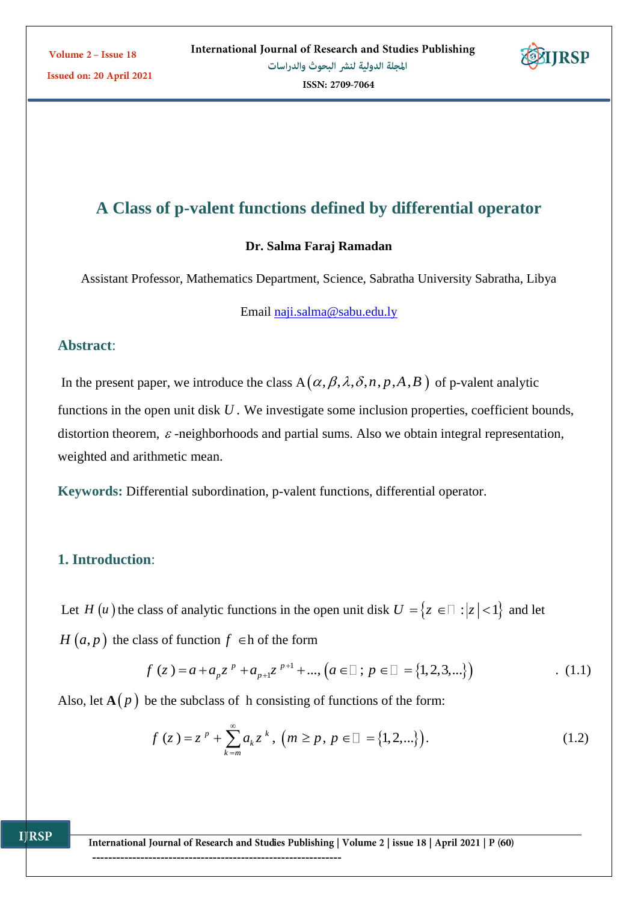# A Class of p-valent functions defined by differential operator

**Dr. Salma Faraj Ramadan**

Assistant Professor, Mathematics Department, Science, Sabratha University Sabratha, Libya

Email naji.salma@sabu.edu.ly

## Abstract:

In the present paper, we introduce the class $A(\alpha, \beta, \lambda, \delta, n, p, A, B)$ of p-valent analytic functions in the open unit disk $U$. We investigate some inclusion properties, coefficient bounds, distortion theorem, $\varepsilon$-neighborhoods and partial sums. Also we obtain integral representation, weighted and arithmetic mean.

**Keywords:** Differential subordination, p-valent functions, differential operator.

## 1. Introduction:

Let $H(u)$ the class of analytic functions in the open unit disk $U = \{z \in \mathbb{C} : |z| < 1\}$ and let $H(a, p)$ the class of function $f \in$h of the form

$$f(z) = a + a_p z^p + a_{p+1} z^{p+1} + ..., \left(a \in \mathbb{C};\, p \in \mathbb{N} = \{1, 2, 3, ...\}\right) \qquad (1.1)$$

Also, let $\mathbf{A}(p)$ be the subclass of h consisting of functions of the form:

$$f(z) = z^p + \sum_{k=m}^{\infty} a_k z^k, \; \left(m \geq p,\, p \in \mathbb{N} = \{1, 2, ...\}\right). \qquad (1.2)$$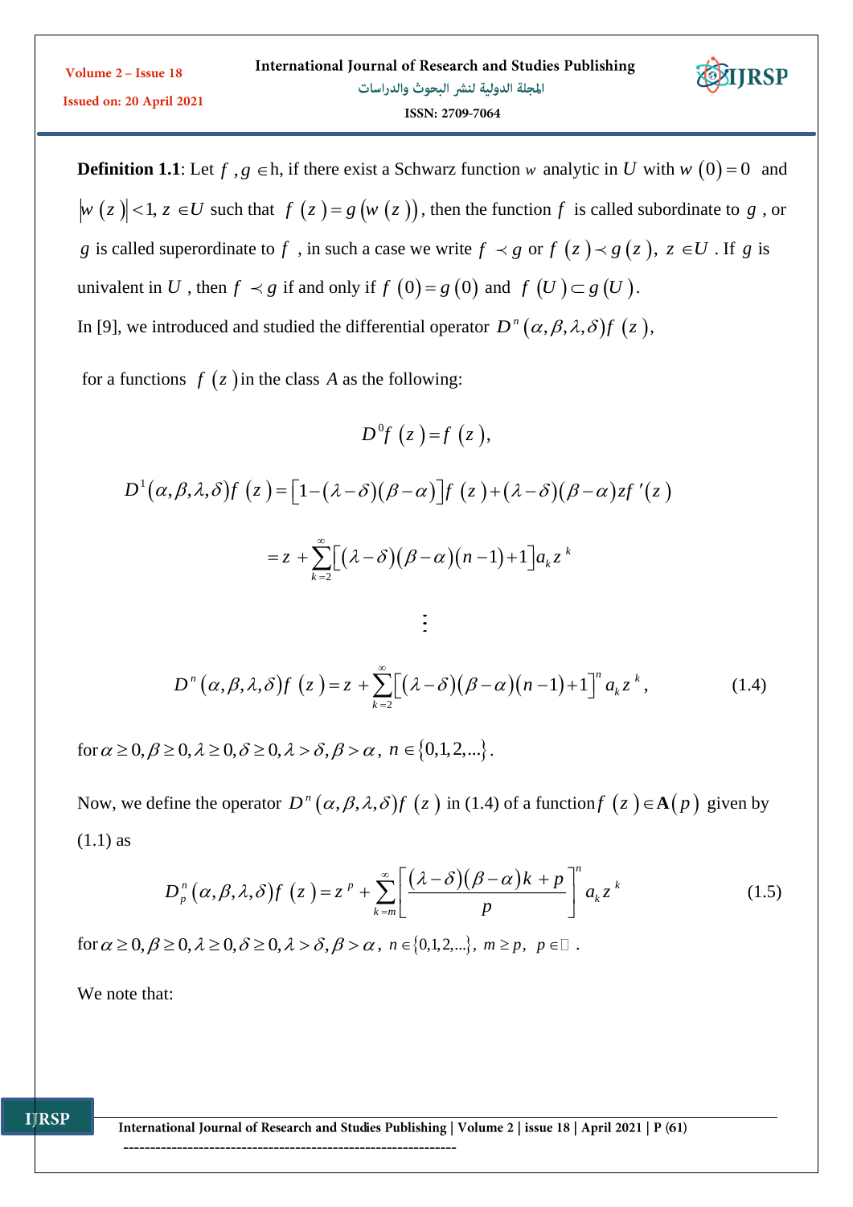**Definition 1.1**: Let $f, g \in$ h, if there exist a Schwarz function $w$ analytic in $U$ with $w(0)=0$ and $|w(z)|<1, z \in U$ such that $f(z)=g(w(z))$, then the function $f$ is called subordinate to $g$, or $g$ is called superordinate to $f$, in such a case we write $f \prec g$ or $f(z) \prec g(z),\ z \in U$. If $g$ is univalent in $U$, then $f \prec g$ if and only if $f(0)=g(0)$ and $f(U) \subset g(U)$.

In [9], we introduced and studied the differential operator $D^n(\alpha,\beta,\lambda,\delta)f(z)$,

for a functions $f(z)$ in the class $A$ as the following:

$$D^0 f(z)=f(z),$$

$$D^1(\alpha,\beta,\lambda,\delta)f(z)=\left[1-(\lambda-\delta)(\beta-\alpha)\right]f(z)+(\lambda-\delta)(\beta-\alpha)zf'(z)$$

$$=z+\sum_{k=2}^{\infty}\left[(\lambda-\delta)(\beta-\alpha)(n-1)+1\right]a_k z^k$$

$$\vdots$$

$$D^n(\alpha,\beta,\lambda,\delta)f(z)=z+\sum_{k=2}^{\infty}\left[(\lambda-\delta)(\beta-\alpha)(n-1)+1\right]^n a_k z^k, \tag{1.4}$$

for $\alpha \ge 0, \beta \ge 0, \lambda \ge 0, \delta \ge 0, \lambda > \delta, \beta > \alpha,\ n \in \{0,1,2,\ldots\}$.

Now, we define the operator $D^n(\alpha,\beta,\lambda,\delta)f(z)$ in (1.4) of a function $f(z) \in \mathbf{A}(p)$ given by (1.1) as

$$D_p^n(\alpha,\beta,\lambda,\delta)f(z)=z^p+\sum_{k=m}^{\infty}\left[\frac{(\lambda-\delta)(\beta-\alpha)k+p}{p}\right]^n a_k z^k \tag{1.5}$$

for $\alpha \ge 0, \beta \ge 0, \lambda \ge 0, \delta \ge 0, \lambda > \delta, \beta > \alpha,\ n \in \{0,1,2,\ldots\},\ m \ge p,\ p \in \mathbb{N}$.

We note that: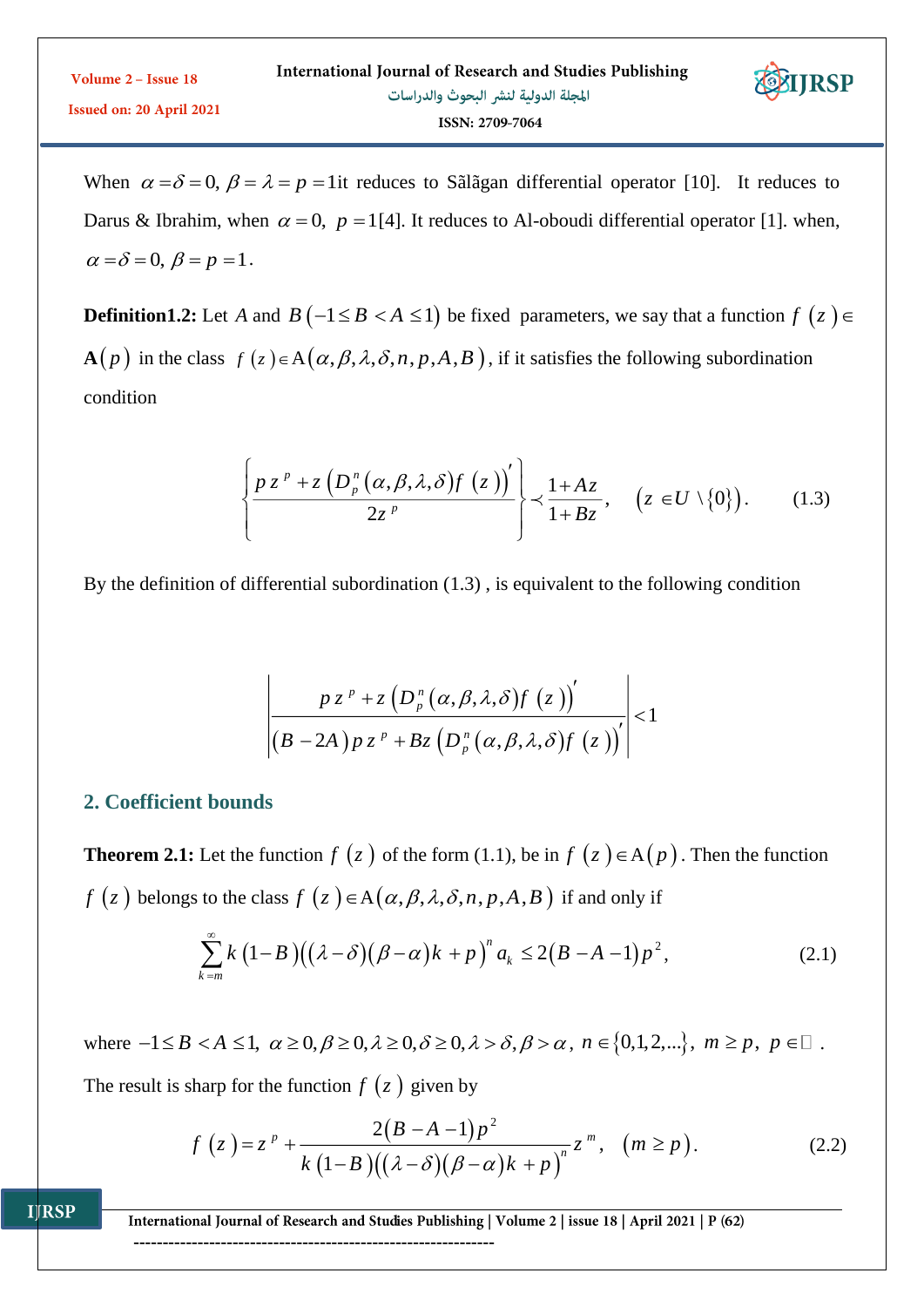When $\alpha = \delta = 0,\ \beta = \lambda = p = 1$ it reduces to Sãlãgan differential operator [10]. It reduces to Darus & Ibrahim, when $\alpha = 0,\ p = 1$[4]. It reduces to Al-oboudi differential operator [1]. when, $\alpha = \delta = 0,\ \beta = p = 1$.

**Definition1.2:** Let $A$ and $B\ (-1 \le B < A \le 1)$ be fixed parameters, we say that a function $f(z) \in \mathbf{A}(p)$ in the class $f(z) \in \mathrm{A}(\alpha, \beta, \lambda, \delta, n, p, A, B)$, if it satisfies the following subordination condition

$$\left\{ \frac{p z^p + z\left(D_p^n(\alpha,\beta,\lambda,\delta) f(z)\right)'}{2z^p} \right\} \prec \frac{1+Az}{1+Bz}, \quad \left(z \in U \setminus \{0\}\right). \tag{1.3}$$

By the definition of differential subordination (1.3) , is equivalent to the following condition

$$\left| \frac{p z^p + z\left(D_p^n(\alpha,\beta,\lambda,\delta) f(z)\right)'}{(B-2A) p z^p + Bz\left(D_p^n(\alpha,\beta,\lambda,\delta) f(z)\right)'} \right| < 1$$

## 2. Coefficient bounds

**Theorem 2.1:** Let the function $f(z)$ of the form (1.1), be in $f(z) \in \mathrm{A}(p)$. Then the function $f(z)$ belongs to the class $f(z) \in \mathrm{A}(\alpha, \beta, \lambda, \delta, n, p, A, B)$ if and only if

$$\sum_{k=m}^{\infty} k\,(1-B)\left((\lambda-\delta)(\beta-\alpha)k + p\right)^n a_k \le 2(B-A-1)p^2, \tag{2.1}$$

where $-1 \le B < A \le 1,\ \alpha \ge 0, \beta \ge 0, \lambda \ge 0, \delta \ge 0, \lambda > \delta, \beta > \alpha,\ n \in \{0,1,2,\ldots\},\ m \ge p,\ p \in \mathbb{N}$.

The result is sharp for the function $f(z)$ given by

$$f(z) = z^p + \frac{2(B-A-1)p^2}{k\,(1-B)\left((\lambda-\delta)(\beta-\alpha)k + p\right)^n} z^m, \quad (m \ge p). \tag{2.2}$$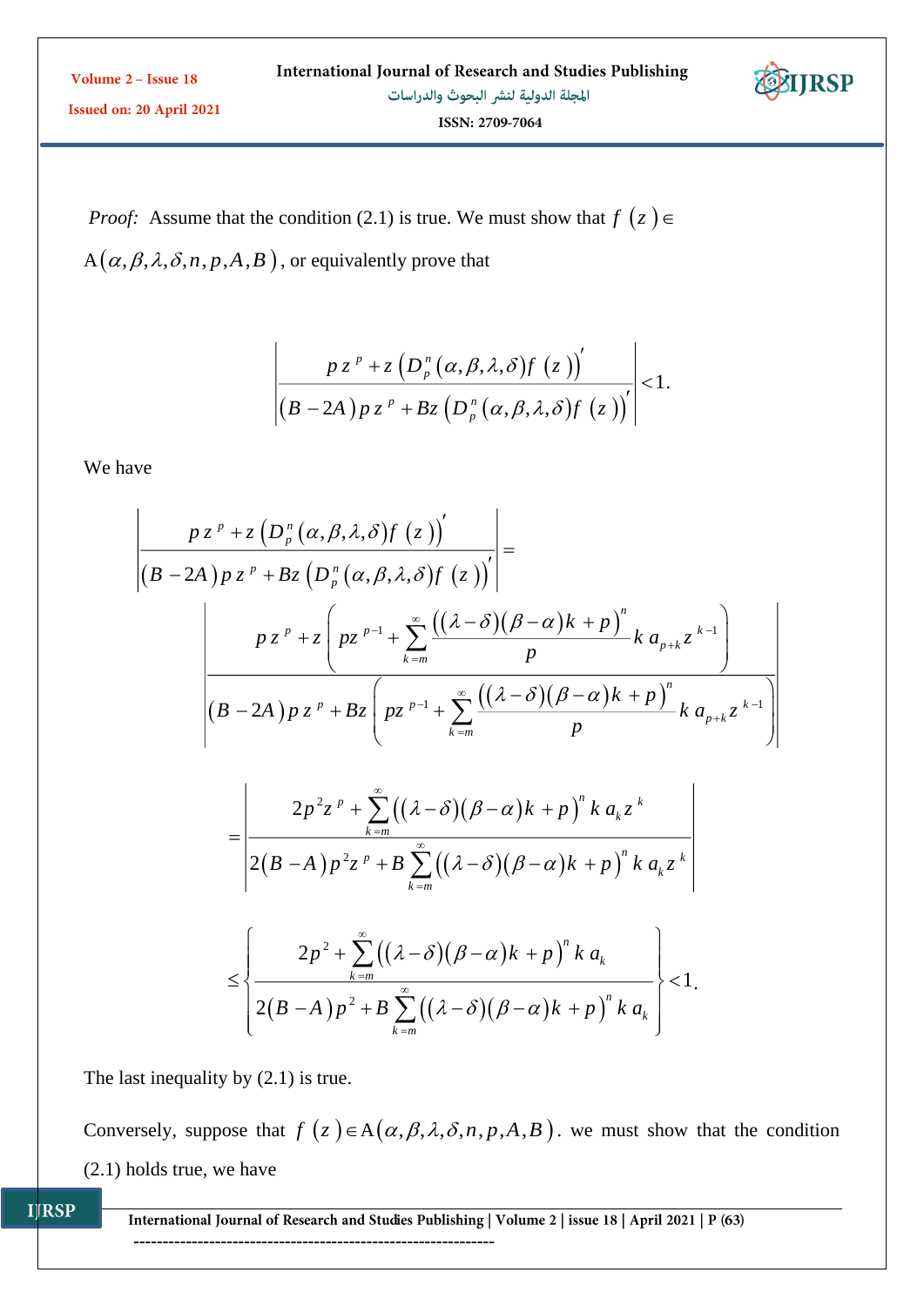*Proof:* Assume that the condition (2.1) is true. We must show that $f(z) \in$ $\mathrm{A}(\alpha,\beta,\lambda,\delta,n,p,A,B)$, or equivalently prove that

$$\left| \frac{p z^{p} + z\left(D_p^n(\alpha,\beta,\lambda,\delta) f(z)\right)'}{(B-2A) p z^{p} + Bz\left(D_p^n(\alpha,\beta,\lambda,\delta) f(z)\right)'} \right| < 1.$$

We have

$$\left| \frac{p z^{p} + z\left(D_p^n(\alpha,\beta,\lambda,\delta) f(z)\right)'}{(B-2A) p z^{p} + Bz\left(D_p^n(\alpha,\beta,\lambda,\delta) f(z)\right)'} \right| =$$

$$\left| \frac{p z^{p} + z\left( p z^{p-1} + \sum_{k=m}^{\infty} \frac{\left((\lambda-\delta)(\beta-\alpha)k + p\right)^n}{p} k\, a_{p+k} z^{k-1} \right)}{(B-2A) p z^{p} + Bz\left( p z^{p-1} + \sum_{k=m}^{\infty} \frac{\left((\lambda-\delta)(\beta-\alpha)k + p\right)^n}{p} k\, a_{p+k} z^{k-1} \right)} \right|$$

$$= \left| \frac{2p^2 z^{p} + \sum_{k=m}^{\infty} \left((\lambda-\delta)(\beta-\alpha)k + p\right)^n k\, a_k z^{k}}{2(B-A) p^2 z^{p} + B\sum_{k=m}^{\infty} \left((\lambda-\delta)(\beta-\alpha)k + p\right)^n k\, a_k z^{k}} \right|$$

$$\le \left\{ \frac{2p^2 + \sum_{k=m}^{\infty} \left((\lambda-\delta)(\beta-\alpha)k + p\right)^n k\, a_k}{2(B-A) p^2 + B\sum_{k=m}^{\infty} \left((\lambda-\delta)(\beta-\alpha)k + p\right)^n k\, a_k} \right\} < 1.$$

The last inequality by (2.1) is true.

Conversely, suppose that $f(z) \in \mathrm{A}(\alpha,\beta,\lambda,\delta,n,p,A,B)$. we must show that the condition (2.1) holds true, we have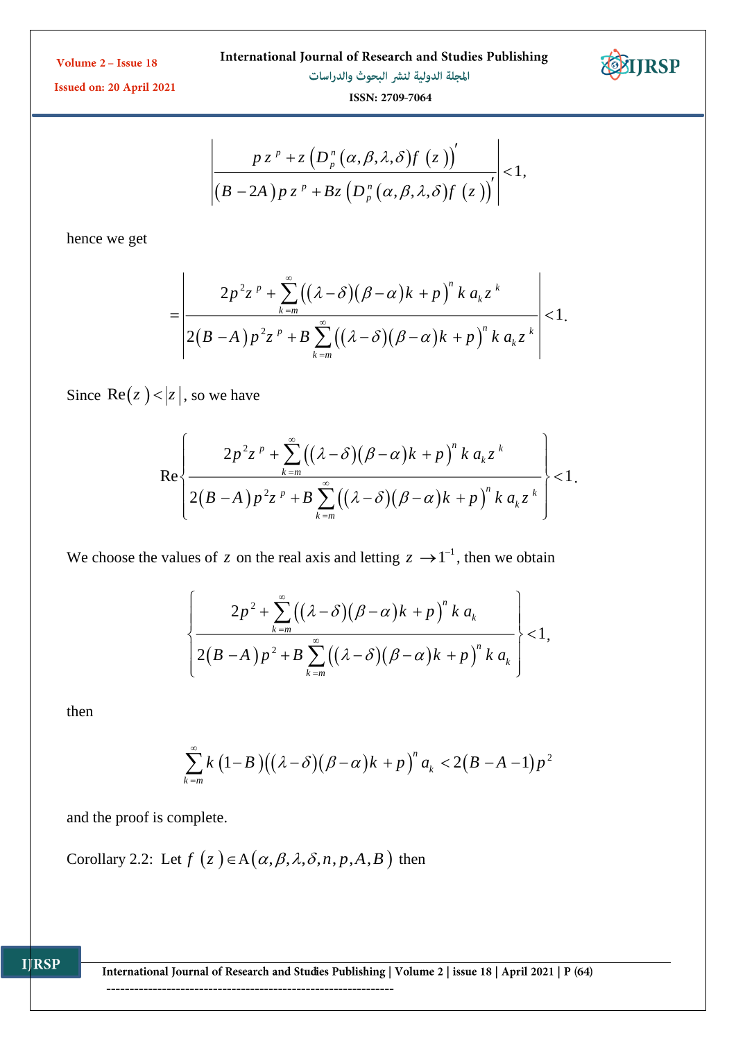$$\left|\frac{p\,z^{p}+z\left(D_{p}^{n}(\alpha,\beta,\lambda,\delta)f\ (z\,)\right)'}{(B-2A)\,p\,z^{p}+Bz\left(D_{p}^{n}(\alpha,\beta,\lambda,\delta)f\ (z\,)\right)'}\right|<1,$$

hence we get

$$=\left|\frac{2p^{2}z^{p}+\sum_{k=m}^{\infty}\left((\lambda-\delta)(\beta-\alpha)k+p\right)^{n}k\,a_{k}z^{k}}{2(B-A)\,p^{2}z^{p}+B\sum_{k=m}^{\infty}\left((\lambda-\delta)(\beta-\alpha)k+p\right)^{n}k\,a_{k}z^{k}}\right|<1.$$

Since $\operatorname{Re}(z\,)<|z\,|$, so we have

$$\operatorname{Re}\left\{\frac{2p^{2}z^{p}+\sum_{k=m}^{\infty}\left((\lambda-\delta)(\beta-\alpha)k+p\right)^{n}k\,a_{k}z^{k}}{2(B-A)\,p^{2}z^{p}+B\sum_{k=m}^{\infty}\left((\lambda-\delta)(\beta-\alpha)k+p\right)^{n}k\,a_{k}z^{k}}\right\}<1.$$

We choose the values of $z$ on the real axis and letting $z\to 1^{-1}$, then we obtain

$$\left\{\frac{2p^{2}+\sum_{k=m}^{\infty}\left((\lambda-\delta)(\beta-\alpha)k+p\right)^{n}k\,a_{k}}{2(B-A)\,p^{2}+B\sum_{k=m}^{\infty}\left((\lambda-\delta)(\beta-\alpha)k+p\right)^{n}k\,a_{k}}\right\}<1,$$

then

$$\sum_{k=m}^{\infty}k\,(1-B)\left((\lambda-\delta)(\beta-\alpha)k+p\right)^{n}a_{k}<2(B-A-1)\,p^{2}$$

and the proof is complete.

Corollary 2.2: Let $f\ (z\,)\in \mathrm{A}(\alpha,\beta,\lambda,\delta,n,p,A,B)$ then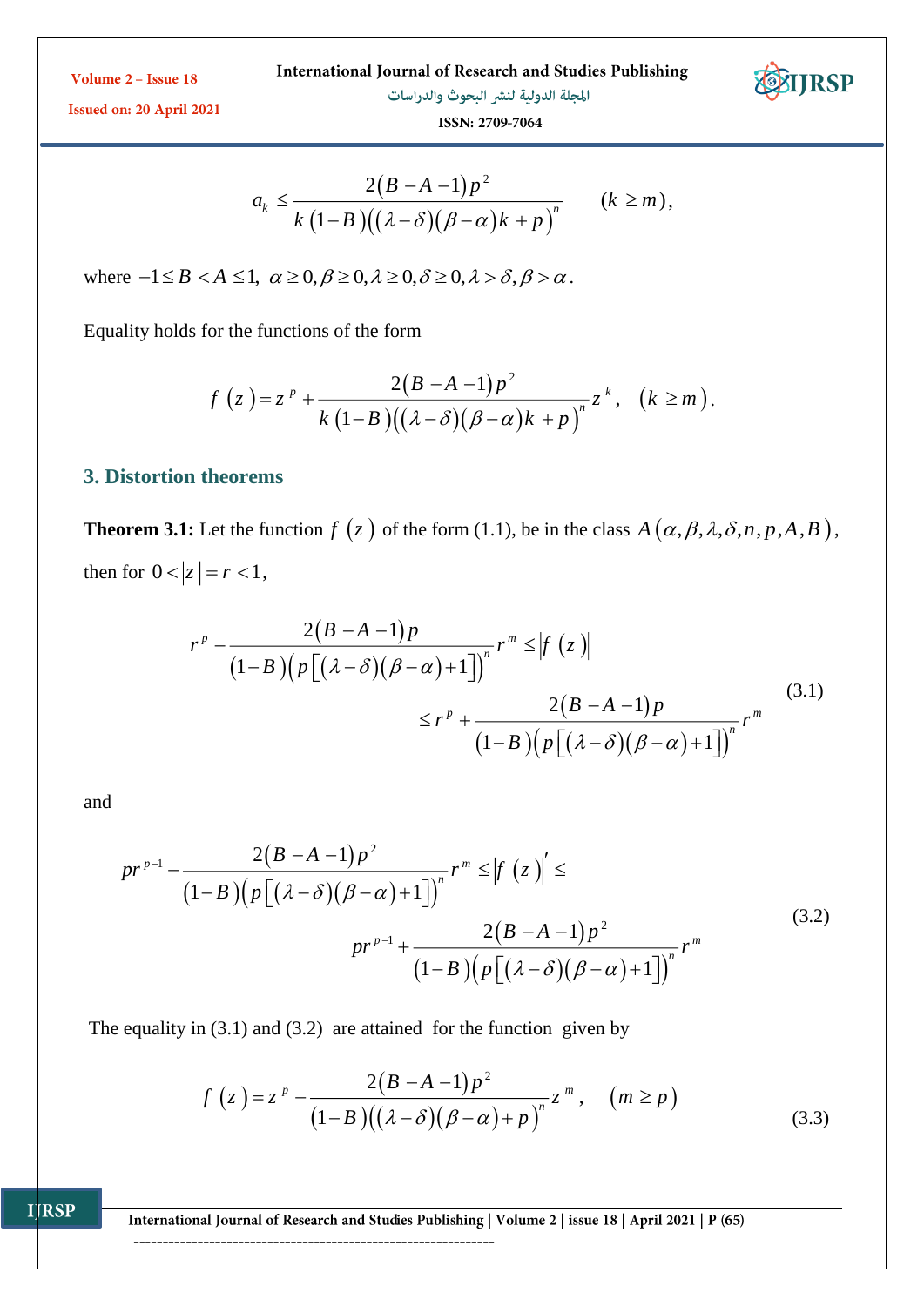$$a_k \le \frac{2(B-A-1)p^2}{k(1-B)\left((\lambda-\delta)(\beta-\alpha)k+p\right)^n} \qquad (k \ge m),$$

where $-1 \le B < A \le 1,\ \alpha \ge 0, \beta \ge 0, \lambda \ge 0, \delta \ge 0, \lambda > \delta, \beta > \alpha$.

Equality holds for the functions of the form

$$f(z) = z^p + \frac{2(B-A-1)p^2}{k(1-B)\left((\lambda-\delta)(\beta-\alpha)k+p\right)^n} z^k, \quad (k \ge m).$$

## 3. Distortion theorems

**Theorem 3.1:** Let the function $f(z)$ of the form (1.1), be in the class $A(\alpha, \beta, \lambda, \delta, n, p, A, B)$, then for $0 < |z| = r < 1$,

$$r^p - \frac{2(B-A-1)p}{(1-B)\left(p\left[(\lambda-\delta)(\beta-\alpha)+1\right]\right)^n} r^m \le |f(z)| \le r^p + \frac{2(B-A-1)p}{(1-B)\left(p\left[(\lambda-\delta)(\beta-\alpha)+1\right]\right)^n} r^m \tag{3.1}$$

and

$$pr^{p-1} - \frac{2(B-A-1)p^2}{(1-B)\left(p\left[(\lambda-\delta)(\beta-\alpha)+1\right]\right)^n} r^m \le |f(z)|' \le pr^{p-1} + \frac{2(B-A-1)p^2}{(1-B)\left(p\left[(\lambda-\delta)(\beta-\alpha)+1\right]\right)^n} r^m \tag{3.2}$$

The equality in (3.1) and (3.2) are attained for the function given by

$$f(z) = z^p - \frac{2(B-A-1)p^2}{(1-B)\left((\lambda-\delta)(\beta-\alpha)+p\right)^n} z^m, \quad (m \ge p) \tag{3.3}$$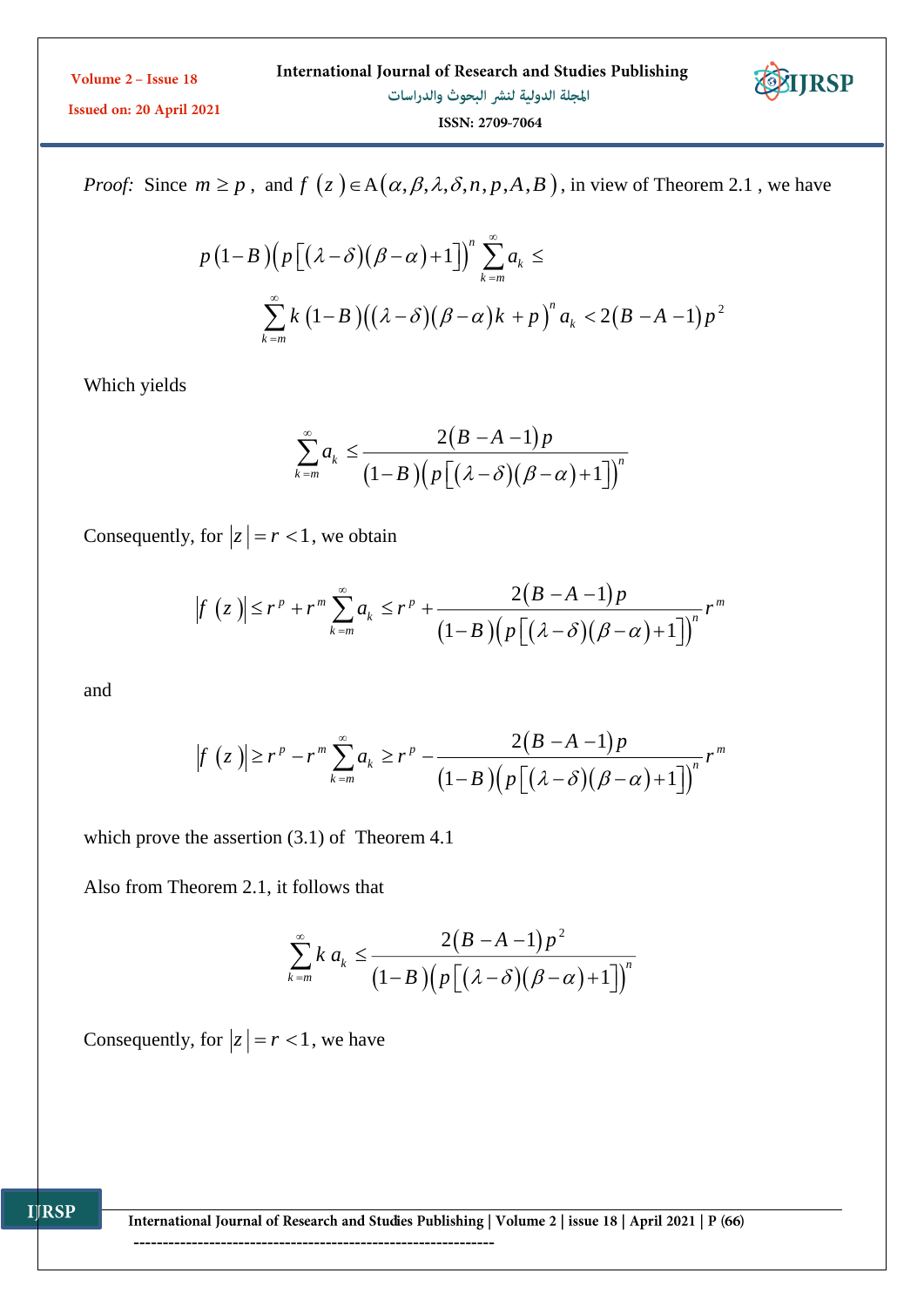*Proof:* Since $m \geq p$, and $f(z) \in A(\alpha, \beta, \lambda, \delta, n, p, A, B)$, in view of Theorem 2.1 , we have

$$p(1-B)\left(p\left[(\lambda-\delta)(\beta-\alpha)+1\right]\right)^{n}\sum_{k=m}^{\infty}a_{k} \leq$$

$$\sum_{k=m}^{\infty}k(1-B)\left((\lambda-\delta)(\beta-\alpha)k+p\right)^{n}a_{k} < 2(B-A-1)p^{2}$$

Which yields

$$\sum_{k=m}^{\infty}a_{k} \leq \frac{2(B-A-1)p}{(1-B)\left(p\left[(\lambda-\delta)(\beta-\alpha)+1\right]\right)^{n}}$$

Consequently, for $|z| = r < 1$, we obtain

$$|f(z)| \leq r^{p} + r^{m}\sum_{k=m}^{\infty}a_{k} \leq r^{p} + \frac{2(B-A-1)p}{(1-B)\left(p\left[(\lambda-\delta)(\beta-\alpha)+1\right]\right)^{n}}r^{m}$$

and

$$|f(z)| \geq r^{p} - r^{m}\sum_{k=m}^{\infty}a_{k} \geq r^{p} - \frac{2(B-A-1)p}{(1-B)\left(p\left[(\lambda-\delta)(\beta-\alpha)+1\right]\right)^{n}}r^{m}$$

which prove the assertion (3.1) of Theorem 4.1

Also from Theorem 2.1, it follows that

$$\sum_{k=m}^{\infty}k\,a_{k} \leq \frac{2(B-A-1)p^{2}}{(1-B)\left(p\left[(\lambda-\delta)(\beta-\alpha)+1\right]\right)^{n}}$$

Consequently, for $|z| = r < 1$, we have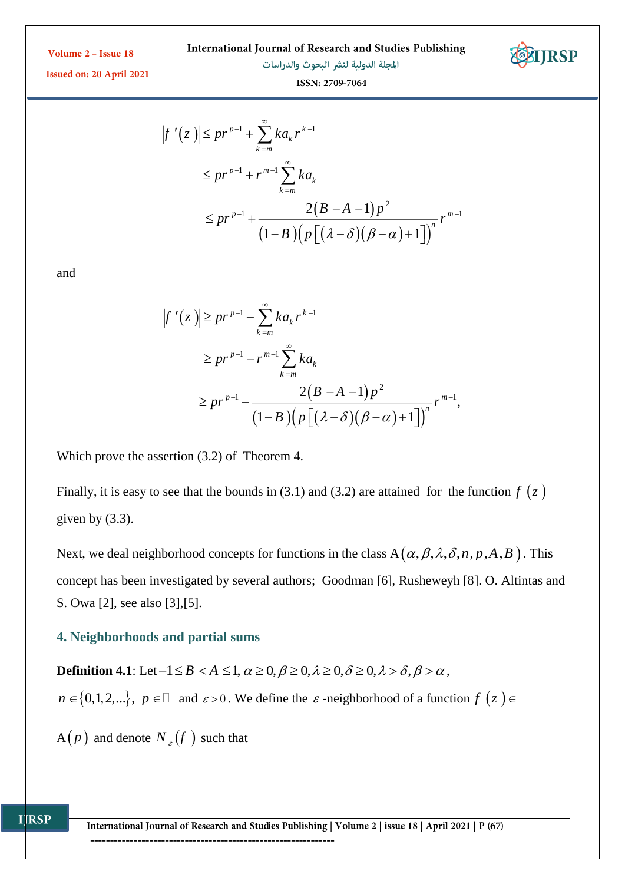$$
\begin{aligned}
|f'(z)| &\leq pr^{p-1} + \sum_{k=m}^{\infty} k a_k r^{k-1} \\
&\leq pr^{p-1} + r^{m-1} \sum_{k=m}^{\infty} k a_k \\
&\leq pr^{p-1} + \frac{2(B-A-1)p^2}{(1-B)\left(p\left[(\lambda-\delta)(\beta-\alpha)+1\right]\right)^n} r^{m-1}
\end{aligned}
$$

and

$$
\begin{aligned}
|f'(z)| &\geq pr^{p-1} - \sum_{k=m}^{\infty} k a_k r^{k-1} \\
&\geq pr^{p-1} - r^{m-1} \sum_{k=m}^{\infty} k a_k \\
&\geq pr^{p-1} - \frac{2(B-A-1)p^2}{(1-B)\left(p\left[(\lambda-\delta)(\beta-\alpha)+1\right]\right)^n} r^{m-1},
\end{aligned}
$$

Which prove the assertion (3.2) of Theorem 4.

Finally, it is easy to see that the bounds in (3.1) and (3.2) are attained for the function $f(z)$ given by (3.3).

Next, we deal neighborhood concepts for functions in the class $A(\alpha,\beta,\lambda,\delta,n,p,A,B)$. This concept has been investigated by several authors; Goodman [6], Rusheweyh [8]. O. Altintas and S. Owa [2], see also [3],[5].

## 4. Neighborhoods and partial sums

**Definition 4.1**: Let $-1 \leq B < A \leq 1, \alpha \geq 0, \beta \geq 0, \lambda \geq 0, \delta \geq 0, \lambda > \delta, \beta > \alpha$, $n \in \{0,1,2,...\}$, $p \in \mathbb{N}$ and $\varepsilon > 0$. We define the $\varepsilon$-neighborhood of a function $f(z) \in A(p)$ and denote $N_\varepsilon(f)$ such that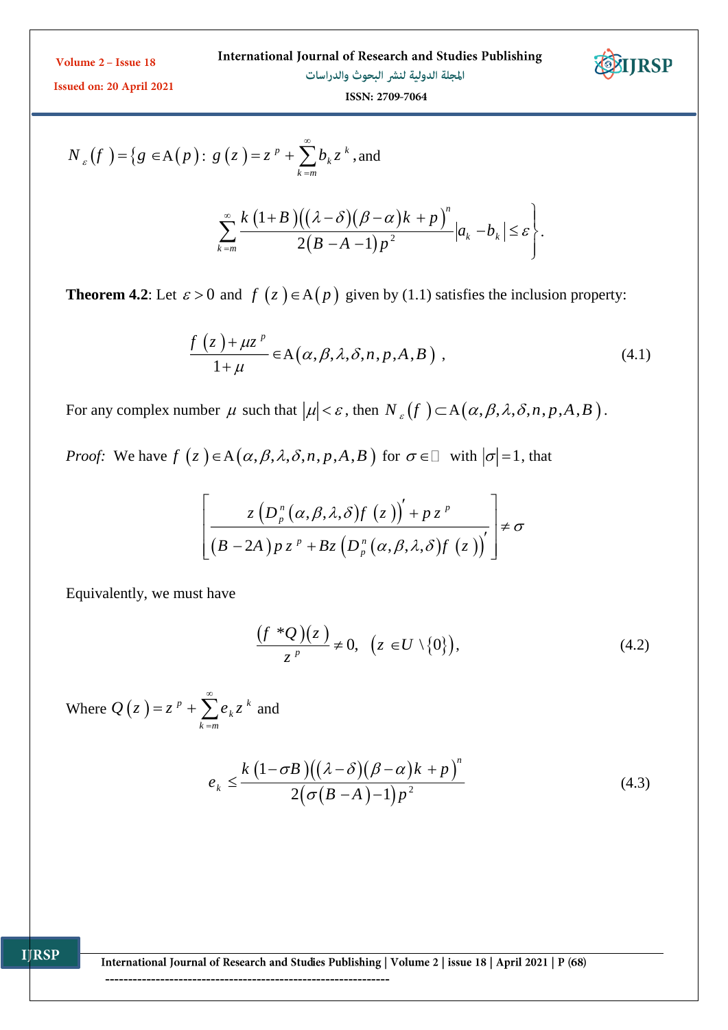$$N_{\varepsilon}(f)=\{g\in \mathrm{A}(p):\ g(z)=z^{p}+\sum_{k=m}^{\infty}b_{k}z^{k},\text{and}$$

$$\sum_{k=m}^{\infty}\frac{k(1+B)\left((\lambda-\delta)(\beta-\alpha)k+p\right)^{n}}{2(B-A-1)p^{2}}\left|a_{k}-b_{k}\right|\le\varepsilon\Bigg\}.$$

**Theorem 4.2**: Let $\varepsilon>0$ and $f(z)\in \mathrm{A}(p)$ given by (1.1) satisfies the inclusion property:

$$\frac{f(z)+\mu z^{p}}{1+\mu}\in \mathrm{A}(\alpha,\beta,\lambda,\delta,n,p,A,B)\ ,\tag{4.1}$$

For any complex number $\mu$ such that $|\mu|<\varepsilon$, then $N_{\varepsilon}(f)\subset \mathrm{A}(\alpha,\beta,\lambda,\delta,n,p,A,B)$.

*Proof:* We have $f(z)\in \mathrm{A}(\alpha,\beta,\lambda,\delta,n,p,A,B)$ for $\sigma\in\mathbb{C}$ with $|\sigma|=1$, that

$$\left[\frac{z\left(D_{p}^{n}(\alpha,\beta,\lambda,\delta)f(z)\right)'+pz^{p}}{(B-2A)pz^{p}+Bz\left(D_{p}^{n}(\alpha,\beta,\lambda,\delta)f(z)\right)'}\right]\ne\sigma$$

Equivalently, we must have

$$\frac{(f*Q)(z)}{z^{p}}\ne 0,\quad \left(z\in U\setminus\{0\}\right),\tag{4.2}$$

Where $Q(z)=z^{p}+\sum_{k=m}^{\infty}e_{k}z^{k}$ and

$$e_{k}\le\frac{k(1-\sigma B)\left((\lambda-\delta)(\beta-\alpha)k+p\right)^{n}}{2\left(\sigma(B-A)-1\right)p^{2}}\tag{4.3}$$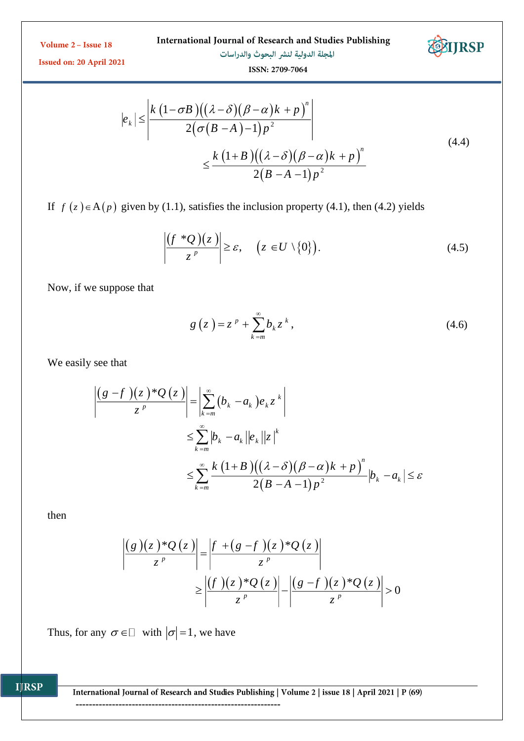$$|e_k| \leq \left| \frac{k(1-\sigma B)\big((\lambda-\delta)(\beta-\alpha)k+p\big)^n}{2\big(\sigma(B-A)-1\big)p^2} \right| \leq \frac{k(1+B)\big((\lambda-\delta)(\beta-\alpha)k+p\big)^n}{2(B-A-1)p^2} \tag{4.4}$$

If $f(z) \in \mathrm{A}(p)$ given by (1.1), satisfies the inclusion property (4.1), then (4.2) yields

$$\left| \frac{(f*Q)(z)}{z^p} \right| \geq \varepsilon, \quad \big(z \in U \setminus \{0\}\big). \tag{4.5}$$

Now, if we suppose that

$$g(z) = z^p + \sum_{k=m}^{\infty} b_k z^k, \tag{4.6}$$

We easily see that

$$\begin{aligned}
\left| \frac{(g-f)(z)*Q(z)}{z^p} \right| &= \left| \sum_{k=m}^{\infty} (b_k - a_k) e_k z^k \right| \\
&\leq \sum_{k=m}^{\infty} |b_k - a_k| |e_k| |z|^k \\
&\leq \sum_{k=m}^{\infty} \frac{k(1+B)\big((\lambda-\delta)(\beta-\alpha)k+p\big)^n}{2(B-A-1)p^2} |b_k - a_k| \leq \varepsilon
\end{aligned}$$

then

$$\begin{aligned}
\left| \frac{(g)(z)*Q(z)}{z^p} \right| &= \left| \frac{f+(g-f)(z)*Q(z)}{z^p} \right| \\
&\geq \left| \frac{(f)(z)*Q(z)}{z^p} \right| - \left| \frac{(g-f)(z)*Q(z)}{z^p} \right| > 0
\end{aligned}$$

Thus, for any $\sigma \in \mathbb{C}$ with $|\sigma| = 1$, we have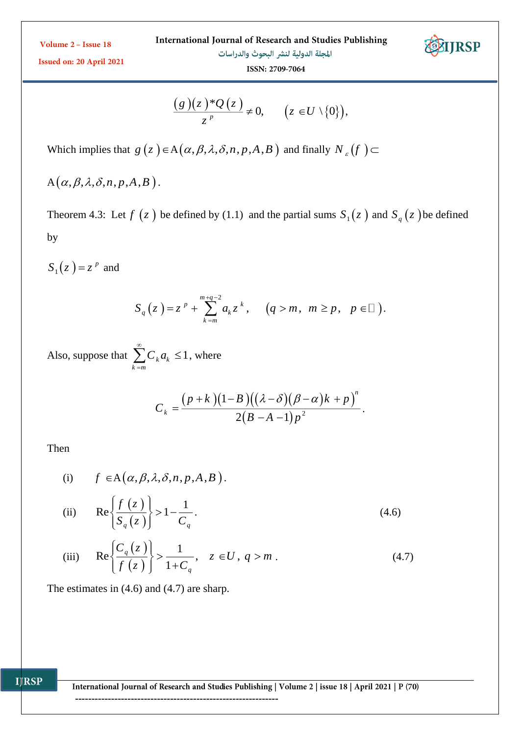$$\frac{(g)(z)*Q(z)}{z^p} \neq 0, \qquad (z \in U \setminus \{0\}),$$

Which implies that $g(z) \in \mathrm{A}(\alpha,\beta,\lambda,\delta,n,p,A,B)$ and finally $N_\varepsilon(f) \subset$

$\mathrm{A}(\alpha,\beta,\lambda,\delta,n,p,A,B)$.

Theorem 4.3: Let $f(z)$ be defined by (1.1) and the partial sums $S_1(z)$ and $S_q(z)$ be defined by

$S_1(z) = z^p$ and

$$S_q(z) = z^p + \sum_{k=m}^{m+q-2} a_k z^k, \qquad (q > m,\ m \geq p,\ p \in \mathbb{N}).$$

Also, suppose that $\sum_{k=m}^{\infty} C_k a_k \leq 1$, where

$$C_k = \frac{(p+k)(1-B)\left((\lambda-\delta)(\beta-\alpha)k+p\right)^n}{2(B-A-1)p^2}.$$

Then

(i) $f \in \mathrm{A}(\alpha,\beta,\lambda,\delta,n,p,A,B)$.

(ii) $$\mathrm{Re}\left\{\frac{f(z)}{S_q(z)}\right\} > 1 - \frac{1}{C_q}. \tag{4.6}$$

(iii) $$\mathrm{Re}\left\{\frac{C_q(z)}{f(z)}\right\} > \frac{1}{1+C_q}, \quad z \in U,\ q > m. \tag{4.7}$$

The estimates in (4.6) and (4.7) are sharp.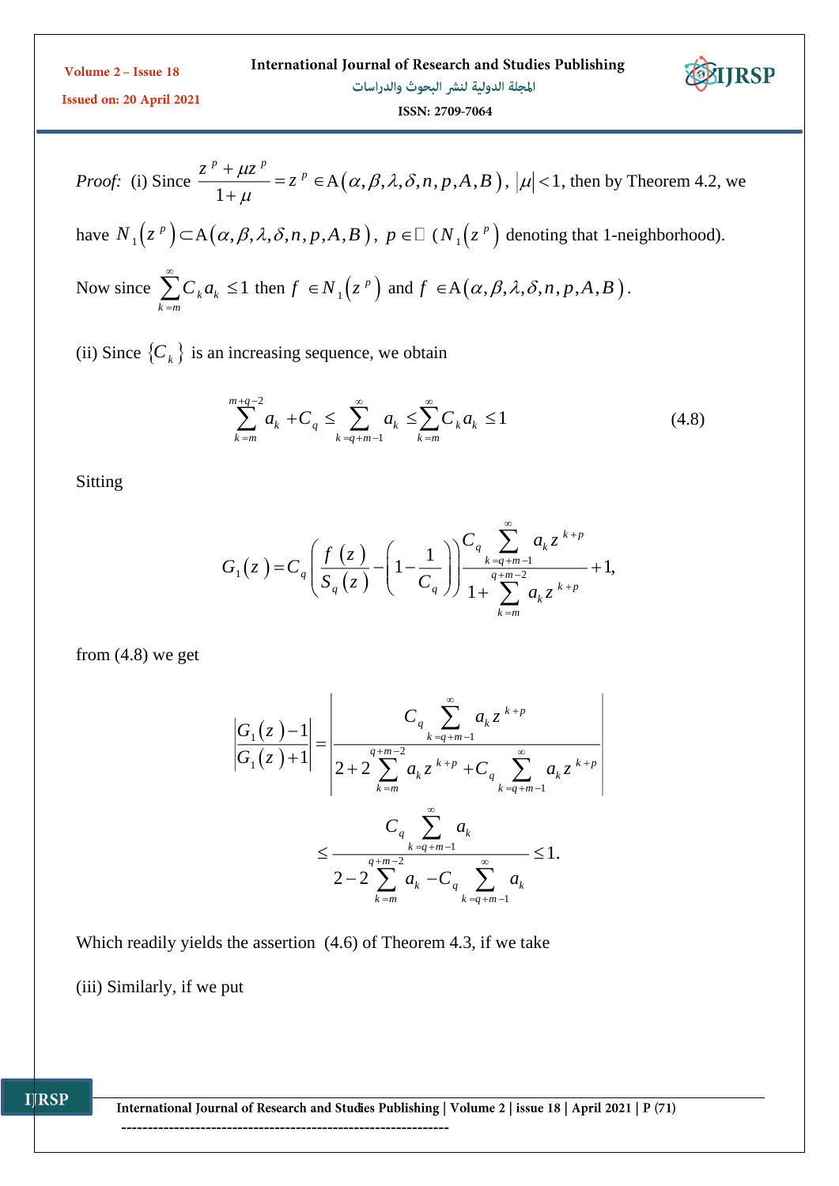*Proof:* (i) Since $\frac{z^p + \mu z^p}{1+\mu} = z^p \in \mathrm{A}(\alpha,\beta,\lambda,\delta,n,p,A,B)$, $|\mu|<1$, then by Theorem 4.2, we have $N_1(z^p) \subset \mathrm{A}(\alpha,\beta,\lambda,\delta,n,p,A,B)$, $p \in \mathbb{N}$ ($N_1(z^p)$ denoting that 1-neighborhood).

Now since $\sum_{k=m}^{\infty} C_k a_k \le 1$ then $f \in N_1(z^p)$ and $f \in \mathrm{A}(\alpha,\beta,\lambda,\delta,n,p,A,B)$.

(ii) Since $\{C_k\}$ is an increasing sequence, we obtain

$$\sum_{k=m}^{m+q-2} a_k + C_q \le \sum_{k=q+m-1}^{\infty} a_k \le \sum_{k=m}^{\infty} C_k a_k \le 1 \tag{4.8}$$

Sitting

$$G_1(z) = C_q\left(\frac{f(z)}{S_q(z)} - \left(1 - \frac{1}{C_q}\right)\right) \frac{C_q \sum_{k=q+m-1}^{\infty} a_k z^{k+p}}{1 + \sum_{k=m}^{q+m-2} a_k z^{k+p}} + 1,$$

from (4.8) we get

$$\left|\frac{G_1(z)-1}{G_1(z)+1}\right| = \left|\frac{C_q \sum_{k=q+m-1}^{\infty} a_k z^{k+p}}{2 + 2\sum_{k=m}^{q+m-2} a_k z^{k+p} + C_q \sum_{k=q+m-1}^{\infty} a_k z^{k+p}}\right|$$

$$\le \frac{C_q \sum_{k=q+m-1}^{\infty} a_k}{2 - 2\sum_{k=m}^{q+m-2} a_k - C_q \sum_{k=q+m-1}^{\infty} a_k} \le 1.$$

Which readily yields the assertion (4.6) of Theorem 4.3, if we take

(iii) Similarly, if we put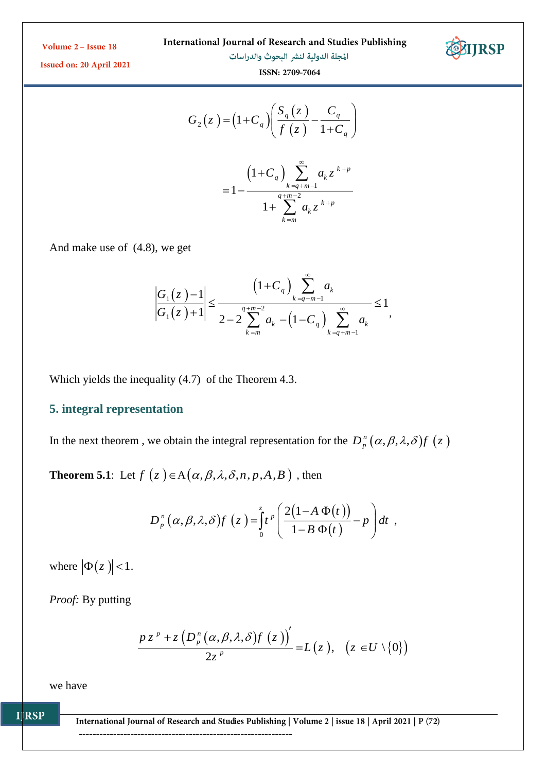$$G_2(z) = (1+C_q)\left(\frac{S_q(z)}{f(z)} - \frac{C_q}{1+C_q}\right)$$

$$= 1 - \frac{(1+C_q)\sum_{k=q+m-1}^{\infty} a_k z^{k+p}}{1+\sum_{k=m}^{q+m-2} a_k z^{k+p}}$$

And make use of (4.8), we get

$$\left|\frac{G_1(z)-1}{G_1(z)+1}\right| \le \frac{(1+C_q)\sum_{k=q+m-1}^{\infty} a_k}{2-2\sum_{k=m}^{q+m-2} a_k - (1-C_q)\sum_{k=q+m-1}^{\infty} a_k} \le 1,$$

Which yields the inequality (4.7) of the Theorem 4.3.

## 5. integral representation

In the next theorem , we obtain the integral representation for the $D_p^n(\alpha,\beta,\lambda,\delta)f(z)$

**Theorem 5.1**: Let $f(z) \in \mathrm{A}(\alpha,\beta,\lambda,\delta,n,p,A,B)$ , then

$$D_p^n(\alpha,\beta,\lambda,\delta)f(z) = \int_0^z t^p\left(\frac{2(1-A\,\Phi(t))}{1-B\,\Phi(t)} - p\right)dt \;,$$

where $|\Phi(z)| < 1$.

*Proof:* By putting

$$\frac{pz^p + z\left(D_p^n(\alpha,\beta,\lambda,\delta)f(z)\right)'}{2z^p} = L(z), \quad (z \in U \setminus \{0\})$$

we have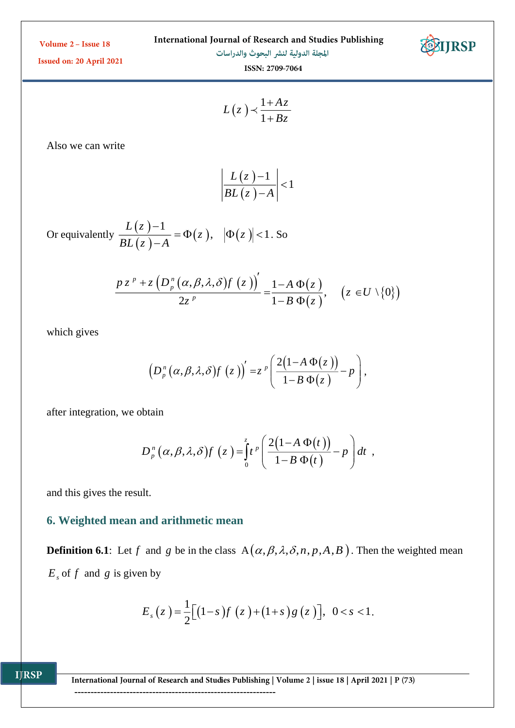$$L(z) \prec \frac{1+Az}{1+Bz}$$

Also we can write

$$\left|\frac{L(z)-1}{BL(z)-A}\right| < 1$$

Or equivalently $\dfrac{L(z)-1}{BL(z)-A} = \Phi(z), \quad |\Phi(z)| < 1$. So

$$\frac{p z^{p} + z\left(D_p^n(\alpha,\beta,\lambda,\delta)f(z)\right)'}{2z^{p}} = \frac{1-A\,\Phi(z)}{1-B\,\Phi(z)}, \quad \left(z \in U \setminus \{0\}\right)$$

which gives

$$\left(D_p^n(\alpha,\beta,\lambda,\delta)f(z)\right)' = z^{p}\left(\frac{2\left(1-A\,\Phi(z)\right)}{1-B\,\Phi(z)} - p\right),$$

after integration, we obtain

$$D_p^n(\alpha,\beta,\lambda,\delta)f(z) = \int_0^z t^{p}\left(\frac{2\left(1-A\,\Phi(t)\right)}{1-B\,\Phi(t)} - p\right)dt \ ,$$

and this gives the result.

## 6. Weighted mean and arithmetic mean

**Definition 6.1**: Let $f$ and $g$ be in the class $\mathrm{A}(\alpha,\beta,\lambda,\delta,n,p,A,B)$. Then the weighted mean $E_s$ of $f$ and $g$ is given by

$$E_s(z) = \frac{1}{2}\left[(1-s)f(z) + (1+s)g(z)\right], \quad 0 < s < 1.$$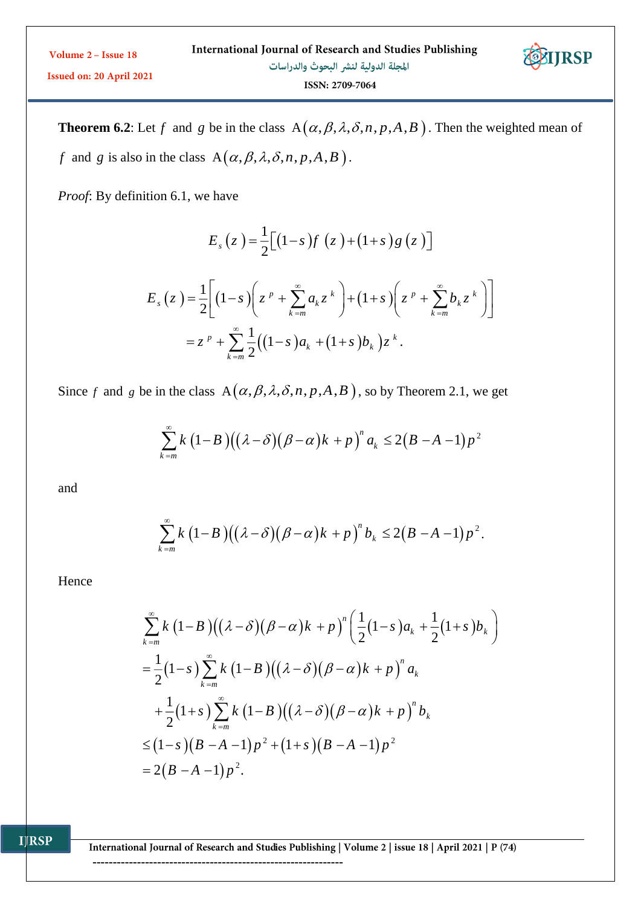**Theorem 6.2**: Let $f$ and $g$ be in the class $\mathrm{A}(\alpha,\beta,\lambda,\delta,n,p,A,B)$. Then the weighted mean of $f$ and $g$ is also in the class $\mathrm{A}(\alpha,\beta,\lambda,\delta,n,p,A,B)$.

*Proof*: By definition 6.1, we have

$$E_s(z)=\frac{1}{2}\left[(1-s)f(z)+(1+s)g(z)\right]$$

$$\begin{aligned}E_s(z)&=\frac{1}{2}\left[(1-s)\left(z^p+\sum_{k=m}^{\infty}a_k z^k\right)+(1+s)\left(z^p+\sum_{k=m}^{\infty}b_k z^k\right)\right]\\&=z^p+\sum_{k=m}^{\infty}\frac{1}{2}\left((1-s)a_k+(1+s)b_k\right)z^k.\end{aligned}$$

Since $f$ and $g$ be in the class $\mathrm{A}(\alpha,\beta,\lambda,\delta,n,p,A,B)$, so by Theorem 2.1, we get

$$\sum_{k=m}^{\infty}k(1-B)\left((\lambda-\delta)(\beta-\alpha)k+p\right)^n a_k\le 2(B-A-1)p^2$$

and

$$\sum_{k=m}^{\infty}k(1-B)\left((\lambda-\delta)(\beta-\alpha)k+p\right)^n b_k\le 2(B-A-1)p^2.$$

Hence

$$\begin{aligned}&\sum_{k=m}^{\infty}k(1-B)\left((\lambda-\delta)(\beta-\alpha)k+p\right)^n\left(\frac{1}{2}(1-s)a_k+\frac{1}{2}(1+s)b_k\right)\\&=\frac{1}{2}(1-s)\sum_{k=m}^{\infty}k(1-B)\left((\lambda-\delta)(\beta-\alpha)k+p\right)^n a_k\\&\quad+\frac{1}{2}(1+s)\sum_{k=m}^{\infty}k(1-B)\left((\lambda-\delta)(\beta-\alpha)k+p\right)^n b_k\\&\le(1-s)(B-A-1)p^2+(1+s)(B-A-1)p^2\\&=2(B-A-1)p^2.\end{aligned}$$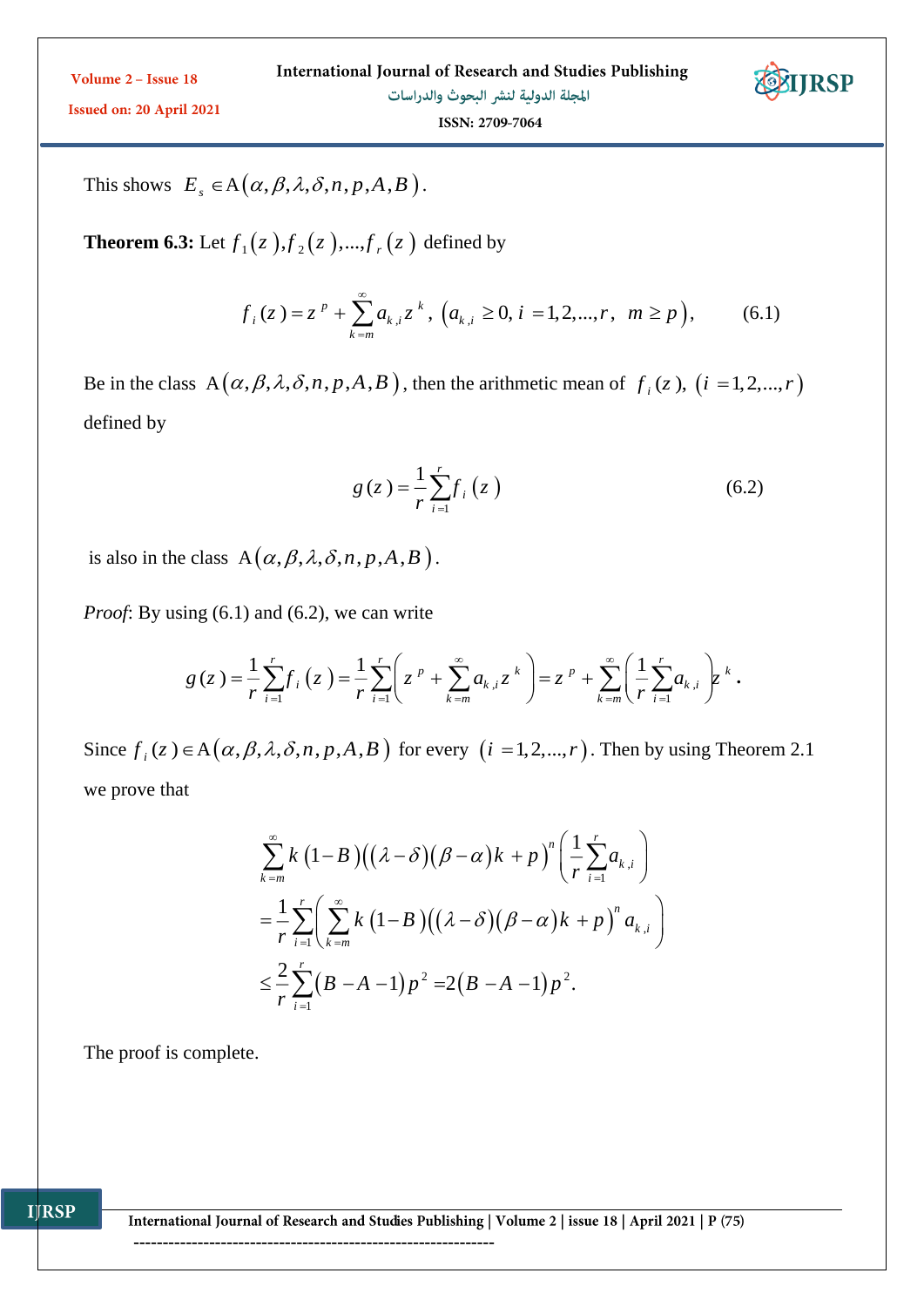This shows $E_s \in \mathrm{A}(\alpha,\beta,\lambda,\delta,n,p,A,B)$.

**Theorem 6.3:** Let $f_1(z), f_2(z),..., f_r(z)$ defined by

$$f_i(z) = z^p + \sum_{k=m}^{\infty} a_{k,i} z^k, \ \left(a_{k,i} \ge 0, \ i = 1,2,...,r, \ \ m \ge p\right), \tag{6.1}$$

Be in the class $\mathrm{A}(\alpha,\beta,\lambda,\delta,n,p,A,B)$, then the arithmetic mean of $f_i(z), \ (i = 1,2,...,r)$ defined by

$$g(z) = \frac{1}{r}\sum_{i=1}^{r} f_i(z) \tag{6.2}$$

is also in the class $\mathrm{A}(\alpha,\beta,\lambda,\delta,n,p,A,B)$.

*Proof*: By using (6.1) and (6.2), we can write

$$g(z) = \frac{1}{r}\sum_{i=1}^{r} f_i(z) = \frac{1}{r}\sum_{i=1}^{r}\left(z^p + \sum_{k=m}^{\infty} a_{k,i} z^k\right) = z^p + \sum_{k=m}^{\infty}\left(\frac{1}{r}\sum_{i=1}^{r} a_{k,i}\right) z^k.$$

Since $f_i(z) \in \mathrm{A}(\alpha,\beta,\lambda,\delta,n,p,A,B)$ for every $(i = 1,2,...,r)$. Then by using Theorem 2.1 we prove that

$$\begin{aligned}
&\sum_{k=m}^{\infty} k\,(1-B)\big((\lambda-\delta)(\beta-\alpha)k + p\big)^n \left(\frac{1}{r}\sum_{i=1}^{r} a_{k,i}\right) \\
&= \frac{1}{r}\sum_{i=1}^{r}\left(\sum_{k=m}^{\infty} k\,(1-B)\big((\lambda-\delta)(\beta-\alpha)k + p\big)^n a_{k,i}\right) \\
&\le \frac{2}{r}\sum_{i=1}^{r}(B-A-1)p^2 = 2(B-A-1)p^2.
\end{aligned}$$

The proof is complete.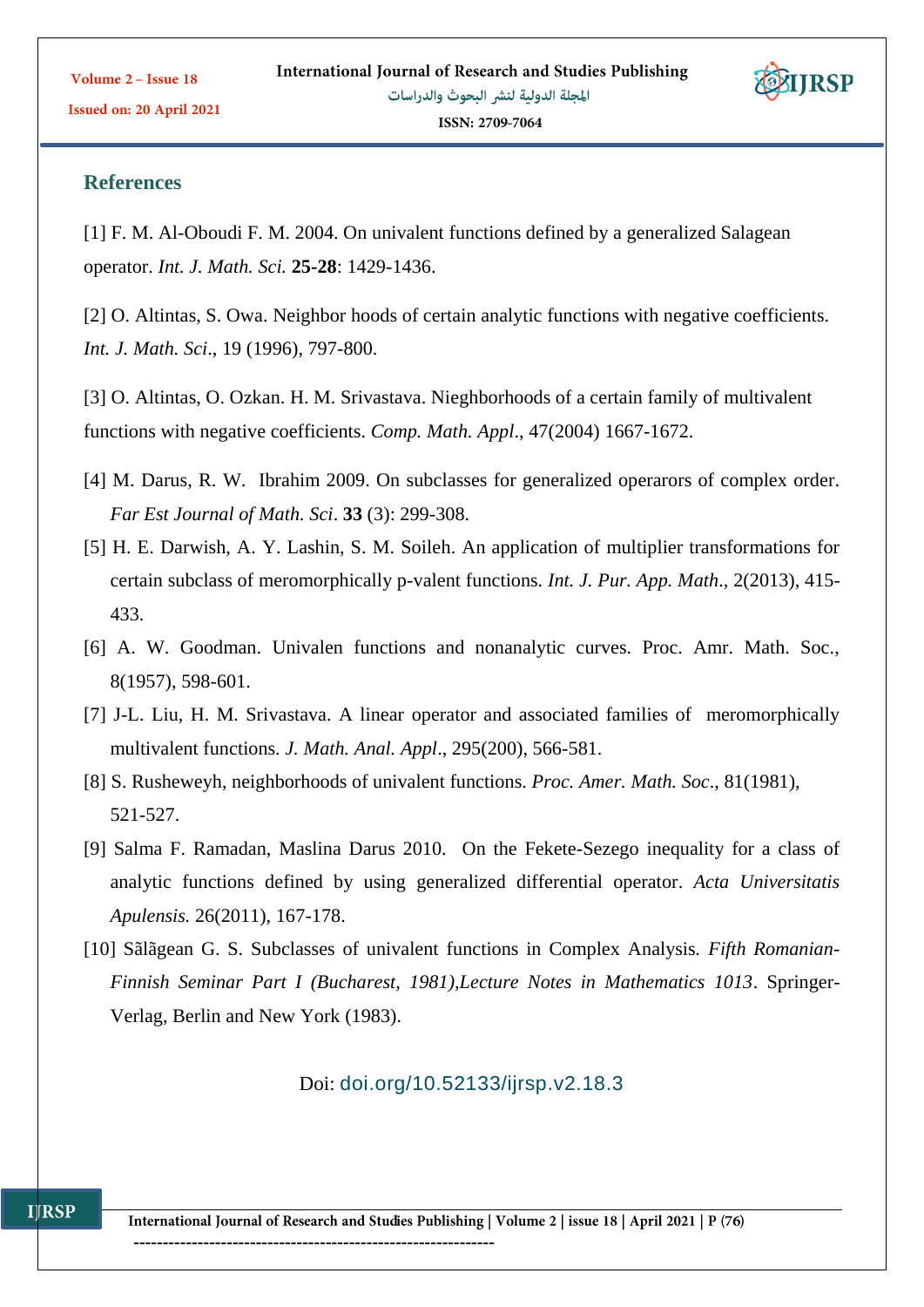## References

[1] F. M. Al-Oboudi F. M. 2004. On univalent functions defined by a generalized Salagean operator. *Int. J. Math. Sci.* **25-28**: 1429-1436.

[2] O. Altintas, S. Owa. Neighbor hoods of certain analytic functions with negative coefficients. *Int. J. Math. Sci*., 19 (1996), 797-800.

[3] O. Altintas, O. Ozkan. H. M. Srivastava. Nieghborhoods of a certain family of multivalent functions with negative coefficients. *Comp. Math. Appl*., 47(2004) 1667-1672.

[4] M. Darus, R. W. Ibrahim 2009. On subclasses for generalized operarors of complex order. *Far Est Journal of Math. Sci*. **33** (3): 299-308.

[5] H. E. Darwish, A. Y. Lashin, S. M. Soileh. An application of multiplier transformations for certain subclass of meromorphically p-valent functions. *Int. J. Pur. App. Math*., 2(2013), 415-433.

[6] A. W. Goodman. Univalen functions and nonanalytic curves. Proc. Amr. Math. Soc., 8(1957), 598-601.

[7] J-L. Liu, H. M. Srivastava. A linear operator and associated families of meromorphically multivalent functions. *J. Math. Anal. Appl*., 295(200), 566-581.

[8] S. Rusheweyh, neighborhoods of univalent functions. *Proc. Amer. Math. Soc*., 81(1981), 521-527.

[9] Salma F. Ramadan, Maslina Darus 2010. On the Fekete-Sezego inequality for a class of analytic functions defined by using generalized differential operator. *Acta Universitatis Apulensis.* 26(2011), 167-178.

[10] Sãlãgean G. S. Subclasses of univalent functions in Complex Analysis. *Fifth Romanian-Finnish Seminar Part I (Bucharest, 1981),Lecture Notes in Mathematics 1013*. Springer-Verlag, Berlin and New York (1983).

Doi: doi.org/10.52133/ijrsp.v2.18.3